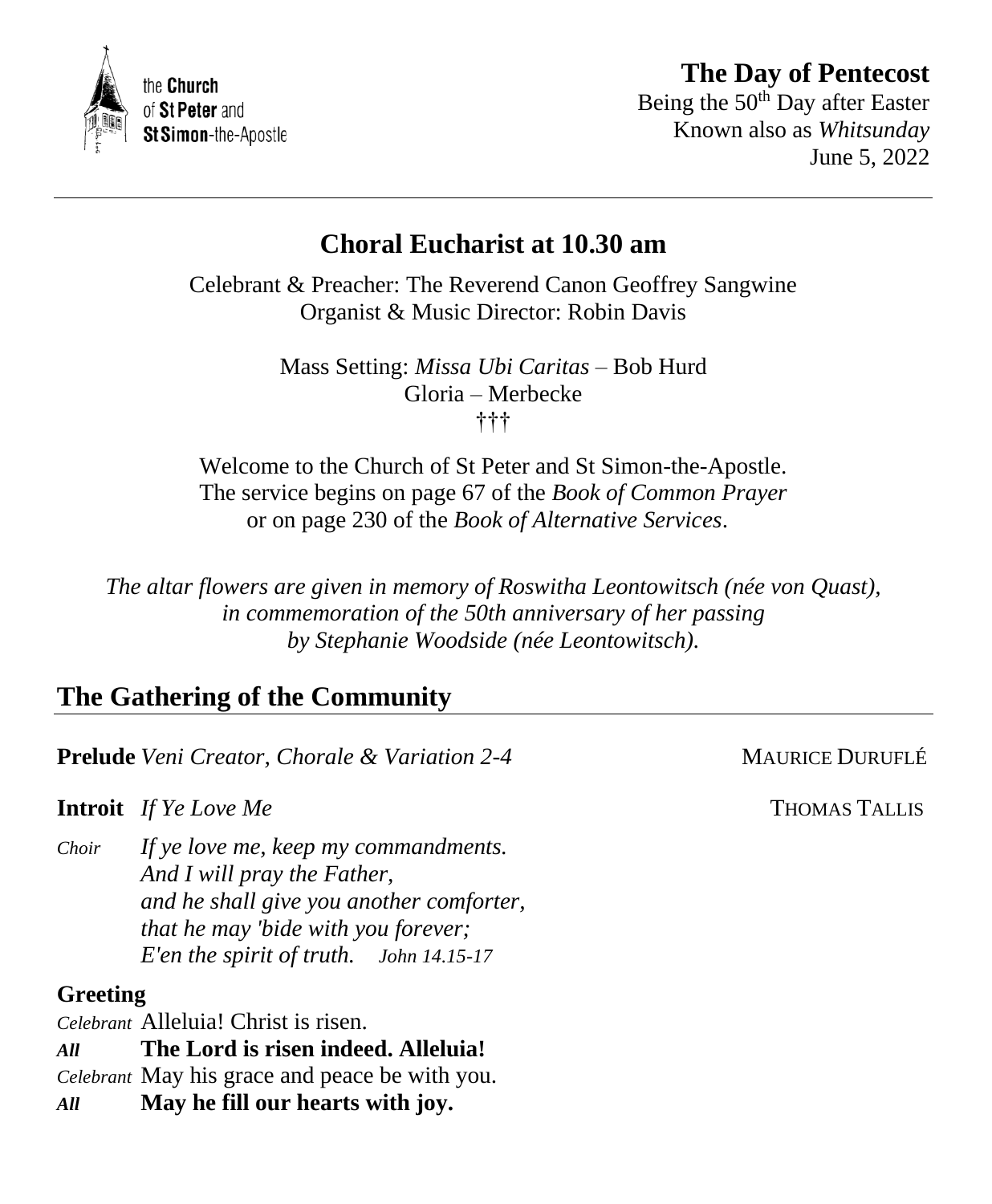the **Church** of **St Peter** and **St Simon**-the-Apostle

# The Day of Pentecost

Being the 50th Day after Easter
Known also as *Whitsunday*
June 5, 2022

---

## Choral Eucharist at 10.30 am

Celebrant & Preacher: The Reverend Canon Geoffrey Sangwine
Organist & Music Director: Robin Davis

Mass Setting: *Missa Ubi Caritas* – Bob Hurd
Gloria – Merbecke
†††

Welcome to the Church of St Peter and St Simon-the-Apostle.
The service begins on page 67 of the *Book of Common Prayer*
or on page 230 of the *Book of Alternative Services*.

*The altar flowers are given in memory of Roswitha Leontowitsch (née von Quast), in commemoration of the 50th anniversary of her passing by Stephanie Woodside (née Leontowitsch).*

## The Gathering of the Community

**Prelude** *Veni Creator, Chorale & Variation 2-4* — MAURICE DURUFLÉ

**Introit** *If Ye Love Me* — THOMAS TALLIS

*Choir* *If ye love me, keep my commandments.*
*And I will pray the Father,*
*and he shall give you another comforter,*
*that he may 'bide with you forever;*
*E'en the spirit of truth.* *John 14.15-17*

### Greeting

*Celebrant* Alleluia! Christ is risen.
***All*** **The Lord is risen indeed. Alleluia!**
*Celebrant* May his grace and peace be with you.
***All*** **May he fill our hearts with joy.**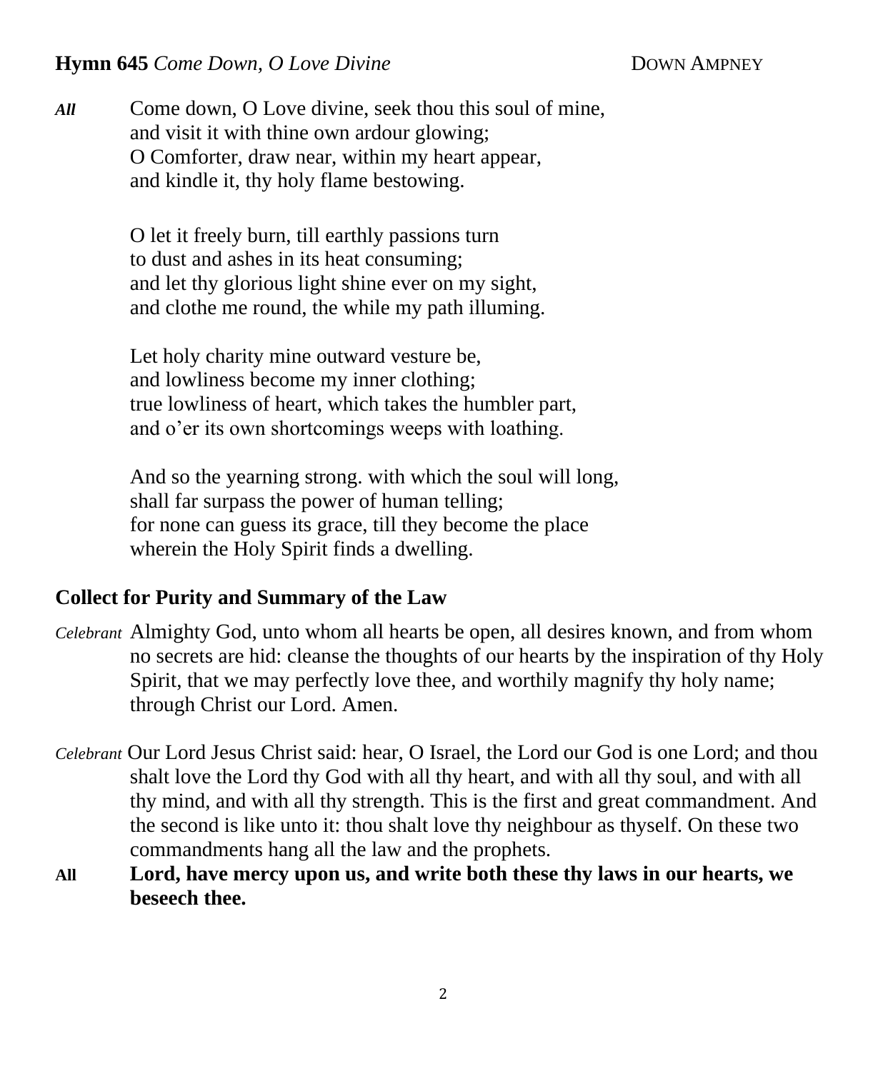**Hymn 645** *Come Down, O Love Divine* DOWN AMPNEY

***All*** Come down, O Love divine, seek thou this soul of mine,
and visit it with thine own ardour glowing;
O Comforter, draw near, within my heart appear,
and kindle it, thy holy flame bestowing.

O let it freely burn, till earthly passions turn
to dust and ashes in its heat consuming;
and let thy glorious light shine ever on my sight,
and clothe me round, the while my path illuming.

Let holy charity mine outward vesture be,
and lowliness become my inner clothing;
true lowliness of heart, which takes the humbler part,
and o'er its own shortcomings weeps with loathing.

And so the yearning strong. with which the soul will long,
shall far surpass the power of human telling;
for none can guess its grace, till they become the place
wherein the Holy Spirit finds a dwelling.

## Collect for Purity and Summary of the Law

*Celebrant* Almighty God, unto whom all hearts be open, all desires known, and from whom no secrets are hid: cleanse the thoughts of our hearts by the inspiration of thy Holy Spirit, that we may perfectly love thee, and worthily magnify thy holy name; through Christ our Lord. Amen.

*Celebrant* Our Lord Jesus Christ said: hear, O Israel, the Lord our God is one Lord; and thou shalt love the Lord thy God with all thy heart, and with all thy soul, and with all thy mind, and with all thy strength. This is the first and great commandment. And the second is like unto it: thou shalt love thy neighbour as thyself. On these two commandments hang all the law and the prophets.

**All** **Lord, have mercy upon us, and write both these thy laws in our hearts, we beseech thee.**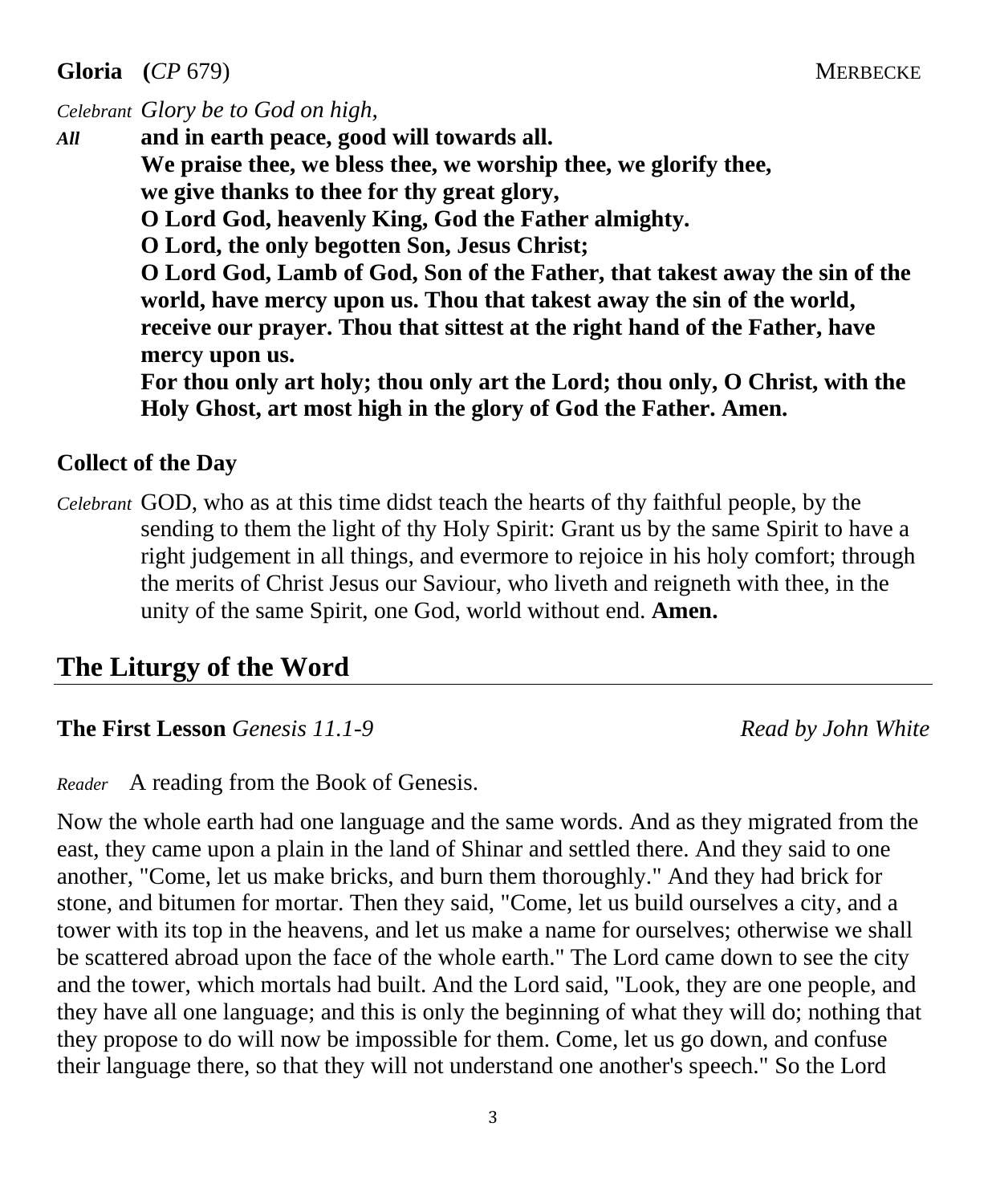**Gloria (*CP* 679)** MERBECKE

*Celebrant* *Glory be to God on high,*

*All* **and in earth peace, good will towards all.**
**We praise thee, we bless thee, we worship thee, we glorify thee,**
**we give thanks to thee for thy great glory,**
**O Lord God, heavenly King, God the Father almighty.**
**O Lord, the only begotten Son, Jesus Christ;**
**O Lord God, Lamb of God, Son of the Father, that takest away the sin of the world, have mercy upon us. Thou that takest away the sin of the world, receive our prayer. Thou that sittest at the right hand of the Father, have mercy upon us.**
**For thou only art holy; thou only art the Lord; thou only, O Christ, with the Holy Ghost, art most high in the glory of God the Father. Amen.**

**Collect of the Day**

*Celebrant* GOD, who as at this time didst teach the hearts of thy faithful people, by the sending to them the light of thy Holy Spirit: Grant us by the same Spirit to have a right judgement in all things, and evermore to rejoice in his holy comfort; through the merits of Christ Jesus our Saviour, who liveth and reigneth with thee, in the unity of the same Spirit, one God, world without end. **Amen.**

## The Liturgy of the Word

**The First Lesson** *Genesis 11.1-9* *Read by John White*

*Reader* A reading from the Book of Genesis.

Now the whole earth had one language and the same words. And as they migrated from the east, they came upon a plain in the land of Shinar and settled there. And they said to one another, "Come, let us make bricks, and burn them thoroughly." And they had brick for stone, and bitumen for mortar. Then they said, "Come, let us build ourselves a city, and a tower with its top in the heavens, and let us make a name for ourselves; otherwise we shall be scattered abroad upon the face of the whole earth." The Lord came down to see the city and the tower, which mortals had built. And the Lord said, "Look, they are one people, and they have all one language; and this is only the beginning of what they will do; nothing that they propose to do will now be impossible for them. Come, let us go down, and confuse their language there, so that they will not understand one another's speech." So the Lord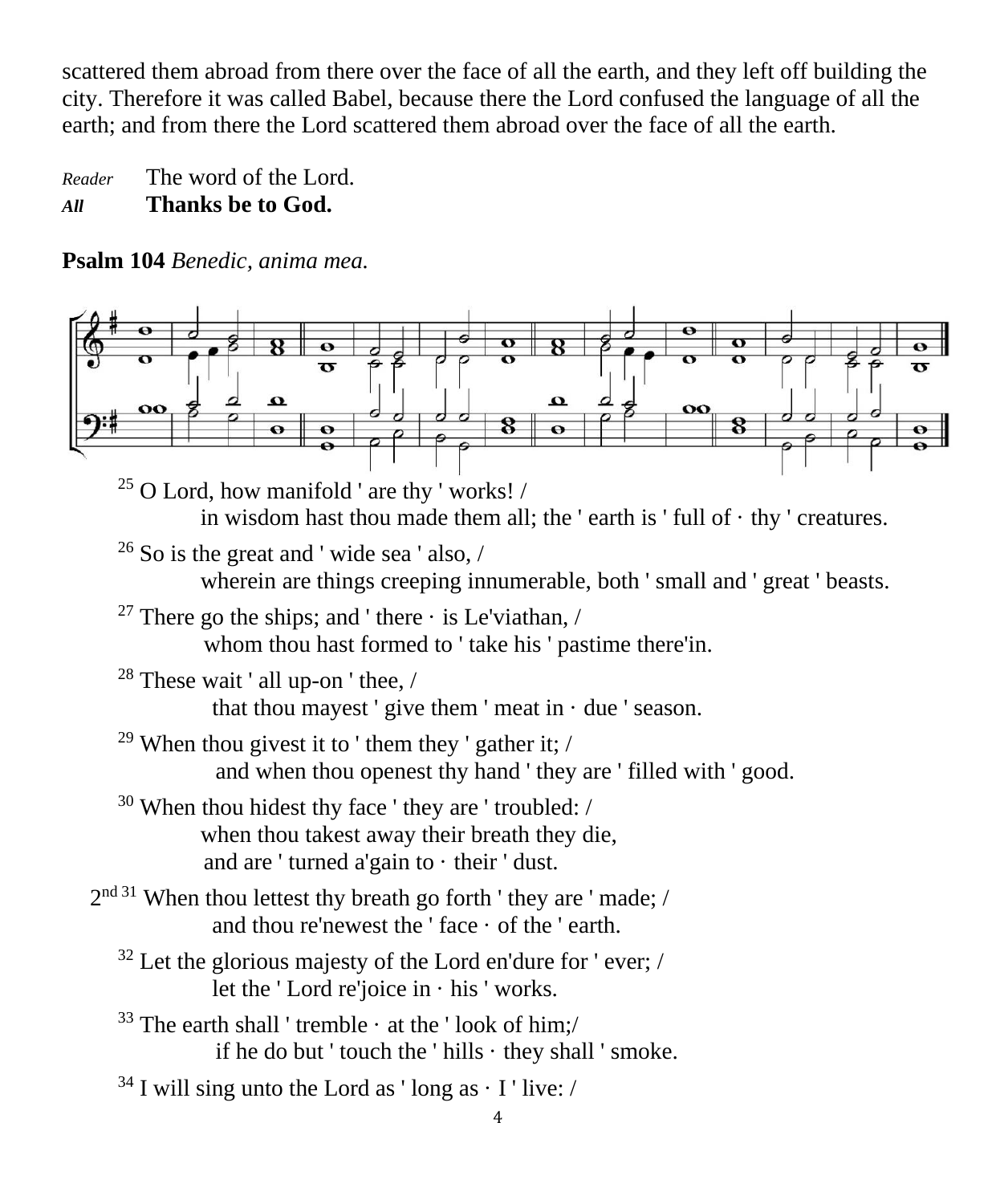scattered them abroad from there over the face of all the earth, and they left off building the city. Therefore it was called Babel, because there the Lord confused the language of all the earth; and from there the Lord scattered them abroad over the face of all the earth.

*Reader* The word of the Lord.
***All*** **Thanks be to God.**

**Psalm 104** *Benedic, anima mea.*

[25] O Lord, how manifold ' are thy ' works! /
in wisdom hast thou made them all; the ' earth is ' full of · thy ' creatures.

[26] So is the great and ' wide sea ' also, /
wherein are things creeping innumerable, both ' small and ' great ' beasts.

[27] There go the ships; and ' there · is Le'viathan, /
whom thou hast formed to ' take his ' pastime there'in.

[28] These wait ' all up-on ' thee, /
that thou mayest ' give them ' meat in · due ' season.

[29] When thou givest it to ' them they ' gather it; /
and when thou openest thy hand ' they are ' filled with ' good.

[30] When thou hidest thy face ' they are ' troubled: /
when thou takest away their breath they die,
and are ' turned a'gain to · their ' dust.

2nd [31] When thou lettest thy breath go forth ' they are ' made; /
and thou re'newest the ' face · of the ' earth.

[32] Let the glorious majesty of the Lord en'dure for ' ever; /
let the ' Lord re'joice in · his ' works.

[33] The earth shall ' tremble · at the ' look of him;/
if he do but ' touch the ' hills · they shall ' smoke.

[34] I will sing unto the Lord as ' long as · I ' live: /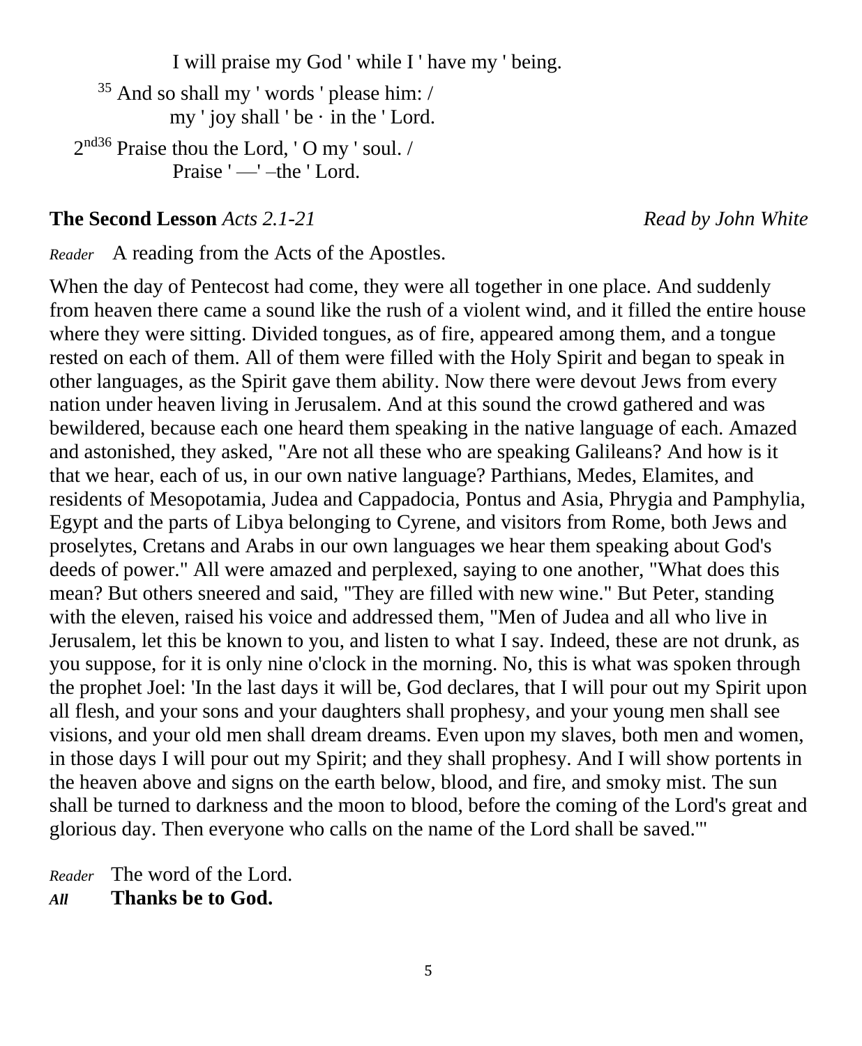I will praise my God ' while I ' have my ' being.

[35] And so shall my ' words ' please him: /
my ' joy shall ' be · in the ' Lord.

2nd[36] Praise thou the Lord, ' O my ' soul. /
Praise ' —' –the ' Lord.

**The Second Lesson** *Acts 2.1-21* *Read by John White*

*Reader* A reading from the Acts of the Apostles.

When the day of Pentecost had come, they were all together in one place. And suddenly from heaven there came a sound like the rush of a violent wind, and it filled the entire house where they were sitting. Divided tongues, as of fire, appeared among them, and a tongue rested on each of them. All of them were filled with the Holy Spirit and began to speak in other languages, as the Spirit gave them ability. Now there were devout Jews from every nation under heaven living in Jerusalem. And at this sound the crowd gathered and was bewildered, because each one heard them speaking in the native language of each. Amazed and astonished, they asked, "Are not all these who are speaking Galileans? And how is it that we hear, each of us, in our own native language? Parthians, Medes, Elamites, and residents of Mesopotamia, Judea and Cappadocia, Pontus and Asia, Phrygia and Pamphylia, Egypt and the parts of Libya belonging to Cyrene, and visitors from Rome, both Jews and proselytes, Cretans and Arabs in our own languages we hear them speaking about God's deeds of power." All were amazed and perplexed, saying to one another, "What does this mean? But others sneered and said, "They are filled with new wine." But Peter, standing with the eleven, raised his voice and addressed them, "Men of Judea and all who live in Jerusalem, let this be known to you, and listen to what I say. Indeed, these are not drunk, as you suppose, for it is only nine o'clock in the morning. No, this is what was spoken through the prophet Joel: 'In the last days it will be, God declares, that I will pour out my Spirit upon all flesh, and your sons and your daughters shall prophesy, and your young men shall see visions, and your old men shall dream dreams. Even upon my slaves, both men and women, in those days I will pour out my Spirit; and they shall prophesy. And I will show portents in the heaven above and signs on the earth below, blood, and fire, and smoky mist. The sun shall be turned to darkness and the moon to blood, before the coming of the Lord's great and glorious day. Then everyone who calls on the name of the Lord shall be saved.'"

*Reader* The word of the Lord.
***All*** **Thanks be to God.**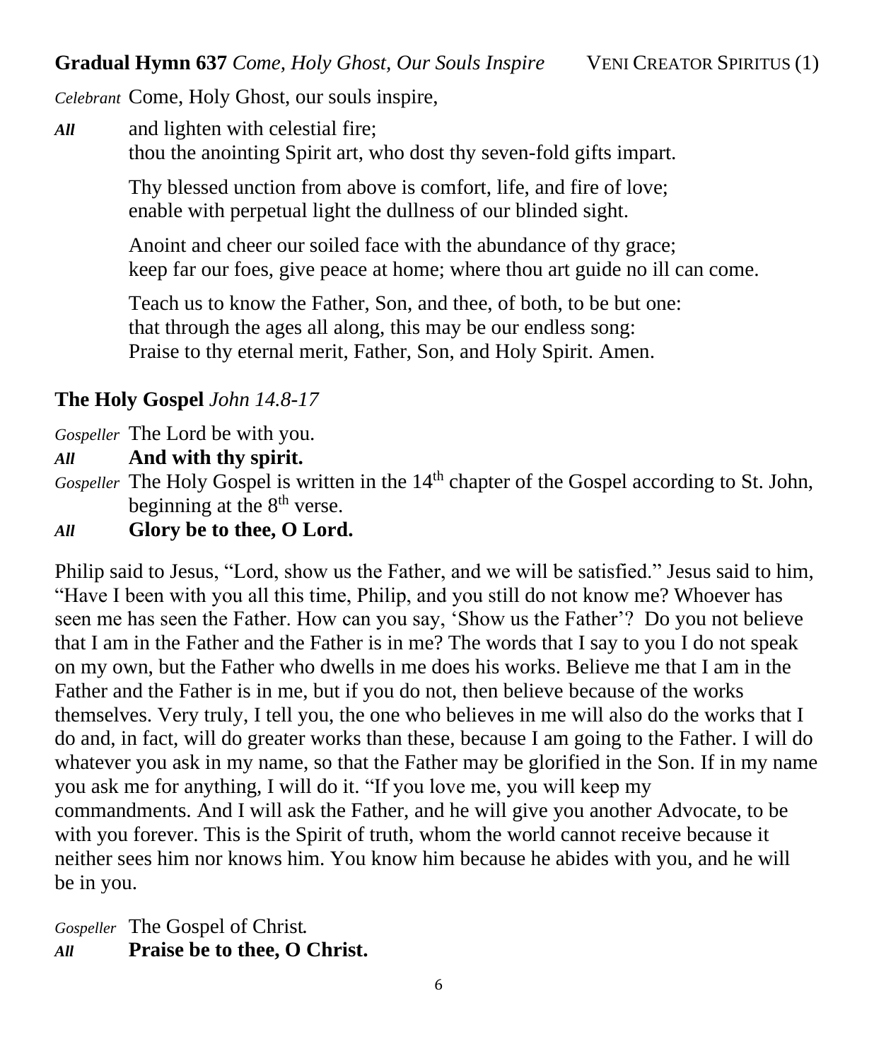**Gradual Hymn 637** *Come, Holy Ghost, Our Souls Inspire* VENI CREATOR SPIRITUS (1)

*Celebrant* Come, Holy Ghost, our souls inspire,

***All*** and lighten with celestial fire;
thou the anointing Spirit art, who dost thy seven-fold gifts impart.

Thy blessed unction from above is comfort, life, and fire of love;
enable with perpetual light the dullness of our blinded sight.

Anoint and cheer our soiled face with the abundance of thy grace;
keep far our foes, give peace at home; where thou art guide no ill can come.

Teach us to know the Father, Son, and thee, of both, to be but one:
that through the ages all along, this may be our endless song:
Praise to thy eternal merit, Father, Son, and Holy Spirit. Amen.

**The Holy Gospel** *John 14.8-17*

*Gospeller* The Lord be with you.
***All*** **And with thy spirit.**
*Gospeller* The Holy Gospel is written in the 14th chapter of the Gospel according to St. John, beginning at the 8th verse.
***All*** **Glory be to thee, O Lord.**

Philip said to Jesus, "Lord, show us the Father, and we will be satisfied." Jesus said to him, "Have I been with you all this time, Philip, and you still do not know me? Whoever has seen me has seen the Father. How can you say, 'Show us the Father'? Do you not believe that I am in the Father and the Father is in me? The words that I say to you I do not speak on my own, but the Father who dwells in me does his works. Believe me that I am in the Father and the Father is in me, but if you do not, then believe because of the works themselves. Very truly, I tell you, the one who believes in me will also do the works that I do and, in fact, will do greater works than these, because I am going to the Father. I will do whatever you ask in my name, so that the Father may be glorified in the Son. If in my name you ask me for anything, I will do it. "If you love me, you will keep my commandments. And I will ask the Father, and he will give you another Advocate, to be with you forever. This is the Spirit of truth, whom the world cannot receive because it neither sees him nor knows him. You know him because he abides with you, and he will be in you.

*Gospeller* The Gospel of Christ.
***All*** **Praise be to thee, O Christ.**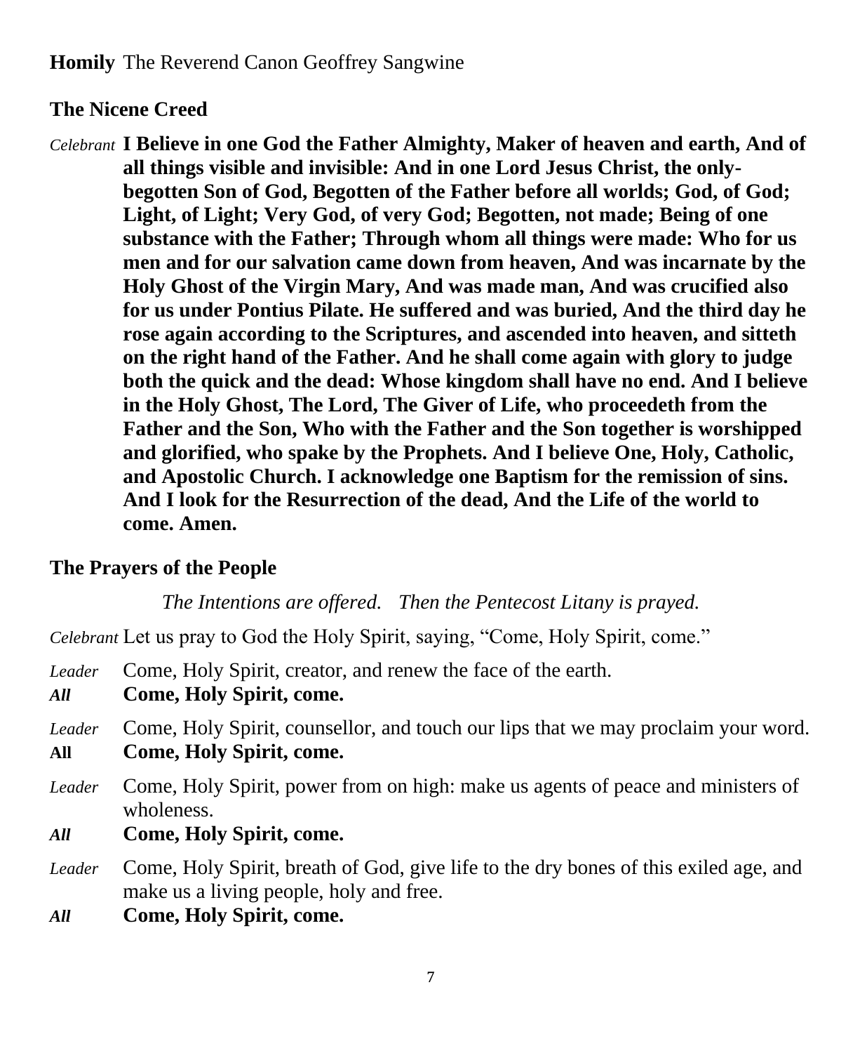**Homily** The Reverend Canon Geoffrey Sangwine

**The Nicene Creed**

*Celebrant* **I Believe in one God the Father Almighty, Maker of heaven and earth, And of all things visible and invisible: And in one Lord Jesus Christ, the only-begotten Son of God, Begotten of the Father before all worlds; God, of God; Light, of Light; Very God, of very God; Begotten, not made; Being of one substance with the Father; Through whom all things were made: Who for us men and for our salvation came down from heaven, And was incarnate by the Holy Ghost of the Virgin Mary, And was made man, And was crucified also for us under Pontius Pilate. He suffered and was buried, And the third day he rose again according to the Scriptures, and ascended into heaven, and sitteth on the right hand of the Father. And he shall come again with glory to judge both the quick and the dead: Whose kingdom shall have no end. And I believe in the Holy Ghost, The Lord, The Giver of Life, who proceedeth from the Father and the Son, Who with the Father and the Son together is worshipped and glorified, who spake by the Prophets. And I believe One, Holy, Catholic, and Apostolic Church. I acknowledge one Baptism for the remission of sins. And I look for the Resurrection of the dead, And the Life of the world to come. Amen.**

**The Prayers of the People**

*The Intentions are offered. Then the Pentecost Litany is prayed.*

*Celebrant* Let us pray to God the Holy Spirit, saying, "Come, Holy Spirit, come."

*Leader* Come, Holy Spirit, creator, and renew the face of the earth.
***All*** **Come, Holy Spirit, come.**

*Leader* Come, Holy Spirit, counsellor, and touch our lips that we may proclaim your word.
**All** **Come, Holy Spirit, come.**

*Leader* Come, Holy Spirit, power from on high: make us agents of peace and ministers of wholeness.
***All*** **Come, Holy Spirit, come.**

*Leader* Come, Holy Spirit, breath of God, give life to the dry bones of this exiled age, and make us a living people, holy and free.
***All*** **Come, Holy Spirit, come.**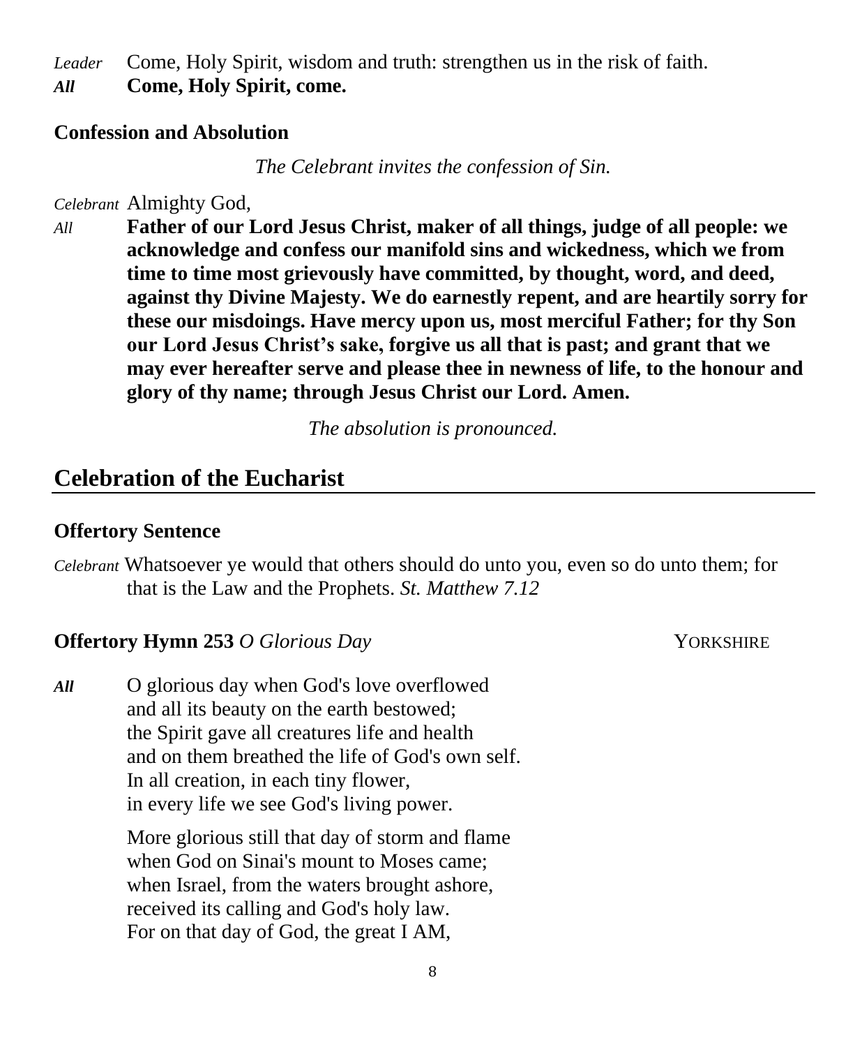*Leader* Come, Holy Spirit, wisdom and truth: strengthen us in the risk of faith.
***All*** **Come, Holy Spirit, come.**

### Confession and Absolution

*The Celebrant invites the confession of Sin.*

*Celebrant* Almighty God,
*All* **Father of our Lord Jesus Christ, maker of all things, judge of all people: we acknowledge and confess our manifold sins and wickedness, which we from time to time most grievously have committed, by thought, word, and deed, against thy Divine Majesty. We do earnestly repent, and are heartily sorry for these our misdoings. Have mercy upon us, most merciful Father; for thy Son our Lord Jesus Christ's sake, forgive us all that is past; and grant that we may ever hereafter serve and please thee in newness of life, to the honour and glory of thy name; through Jesus Christ our Lord. Amen.**

*The absolution is pronounced.*

## Celebration of the Eucharist

### Offertory Sentence

*Celebrant* Whatsoever ye would that others should do unto you, even so do unto them; for that is the Law and the Prophets. *St. Matthew 7.12*

### Offertory Hymn 253 *O Glorious Day* — Yorkshire

***All*** O glorious day when God's love overflowed
and all its beauty on the earth bestowed;
the Spirit gave all creatures life and health
and on them breathed the life of God's own self.
In all creation, in each tiny flower,
in every life we see God's living power.

More glorious still that day of storm and flame
when God on Sinai's mount to Moses came;
when Israel, from the waters brought ashore,
received its calling and God's holy law.
For on that day of God, the great I AM,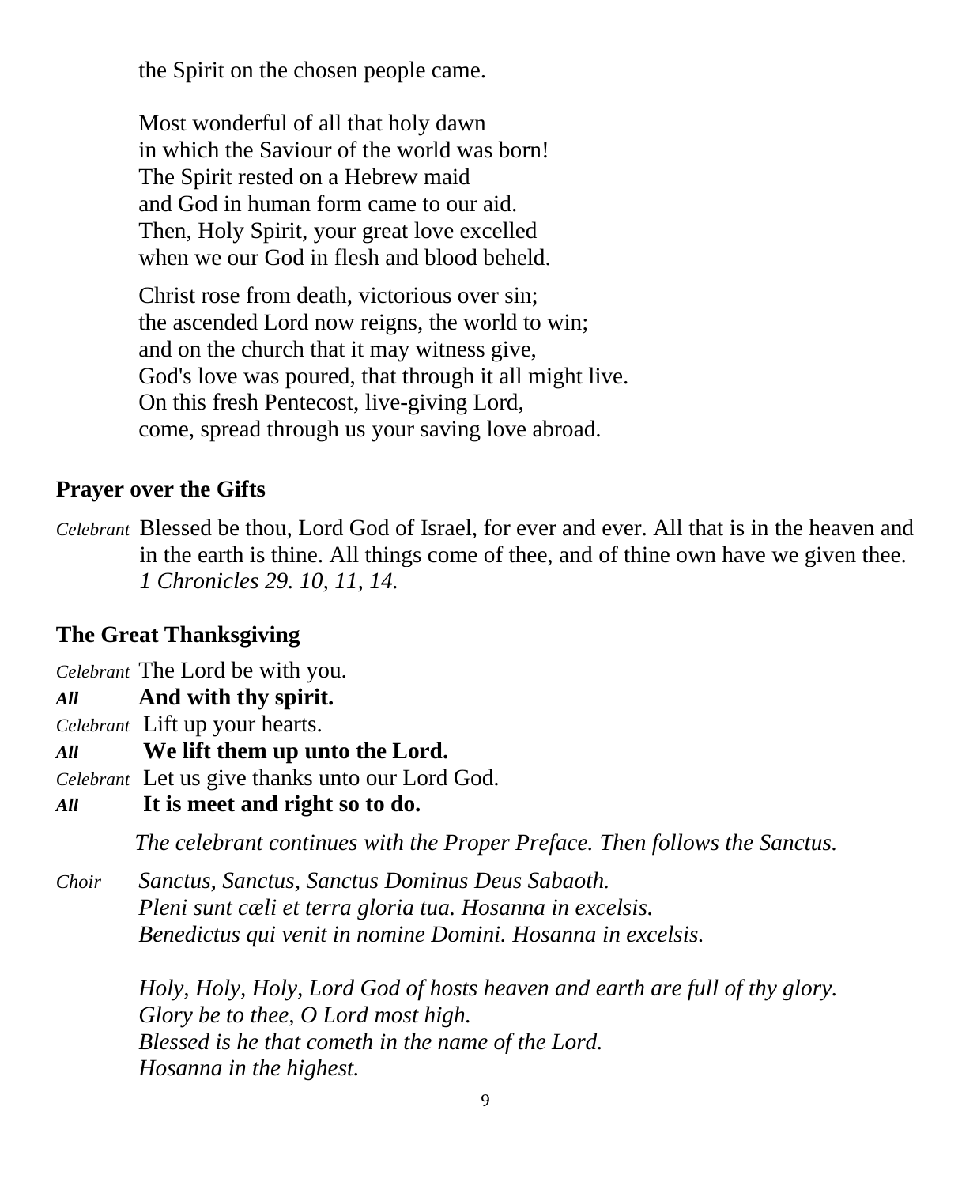the Spirit on the chosen people came.

Most wonderful of all that holy dawn
in which the Saviour of the world was born!
The Spirit rested on a Hebrew maid
and God in human form came to our aid.
Then, Holy Spirit, your great love excelled
when we our God in flesh and blood beheld.

Christ rose from death, victorious over sin;
the ascended Lord now reigns, the world to win;
and on the church that it may witness give,
God's love was poured, that through it all might live.
On this fresh Pentecost, live-giving Lord,
come, spread through us your saving love abroad.

## Prayer over the Gifts

*Celebrant* Blessed be thou, Lord God of Israel, for ever and ever. All that is in the heaven and in the earth is thine. All things come of thee, and of thine own have we given thee. *1 Chronicles 29. 10, 11, 14.*

## The Great Thanksgiving

*Celebrant* The Lord be with you.
***All*** **And with thy spirit.**
*Celebrant* Lift up your hearts.
***All*** **We lift them up unto the Lord.**
*Celebrant* Let us give thanks unto our Lord God.
***All*** **It is meet and right so to do.**

*The celebrant continues with the Proper Preface. Then follows the Sanctus.*

*Choir* *Sanctus, Sanctus, Sanctus Dominus Deus Sabaoth.*
*Pleni sunt cœli et terra gloria tua. Hosanna in excelsis.*
*Benedictus qui venit in nomine Domini. Hosanna in excelsis.*

*Holy, Holy, Holy, Lord God of hosts heaven and earth are full of thy glory.*
*Glory be to thee, O Lord most high.*
*Blessed is he that cometh in the name of the Lord.*
*Hosanna in the highest.*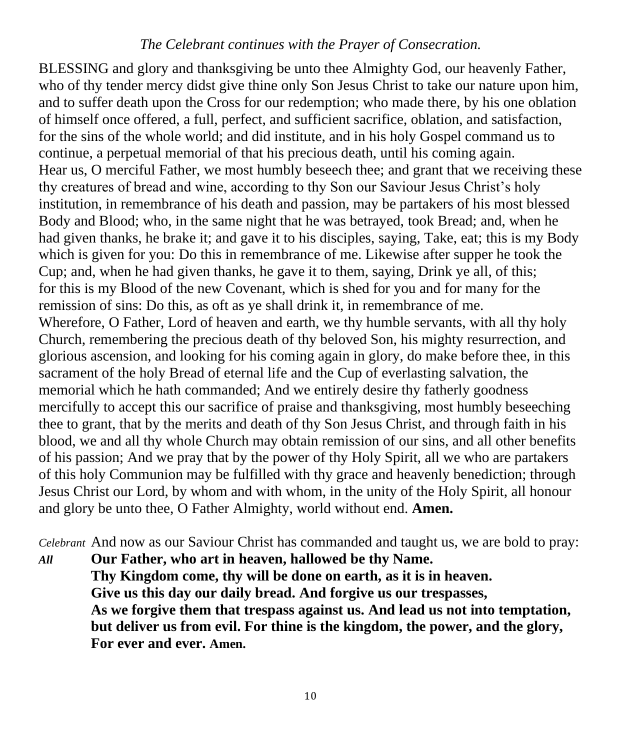*The Celebrant continues with the Prayer of Consecration.*

BLESSING and glory and thanksgiving be unto thee Almighty God, our heavenly Father, who of thy tender mercy didst give thine only Son Jesus Christ to take our nature upon him, and to suffer death upon the Cross for our redemption; who made there, by his one oblation of himself once offered, a full, perfect, and sufficient sacrifice, oblation, and satisfaction, for the sins of the whole world; and did institute, and in his holy Gospel command us to continue, a perpetual memorial of that his precious death, until his coming again.
Hear us, O merciful Father, we most humbly beseech thee; and grant that we receiving these thy creatures of bread and wine, according to thy Son our Saviour Jesus Christ's holy institution, in remembrance of his death and passion, may be partakers of his most blessed Body and Blood; who, in the same night that he was betrayed, took Bread; and, when he had given thanks, he brake it; and gave it to his disciples, saying, Take, eat; this is my Body which is given for you: Do this in remembrance of me. Likewise after supper he took the Cup; and, when he had given thanks, he gave it to them, saying, Drink ye all, of this; for this is my Blood of the new Covenant, which is shed for you and for many for the remission of sins: Do this, as oft as ye shall drink it, in remembrance of me.
Wherefore, O Father, Lord of heaven and earth, we thy humble servants, with all thy holy Church, remembering the precious death of thy beloved Son, his mighty resurrection, and glorious ascension, and looking for his coming again in glory, do make before thee, in this sacrament of the holy Bread of eternal life and the Cup of everlasting salvation, the memorial which he hath commanded; And we entirely desire thy fatherly goodness mercifully to accept this our sacrifice of praise and thanksgiving, most humbly beseeching thee to grant, that by the merits and death of thy Son Jesus Christ, and through faith in his blood, we and all thy whole Church may obtain remission of our sins, and all other benefits of his passion; And we pray that by the power of thy Holy Spirit, all we who are partakers of this holy Communion may be fulfilled with thy grace and heavenly benediction; through Jesus Christ our Lord, by whom and with whom, in the unity of the Holy Spirit, all honour and glory be unto thee, O Father Almighty, world without end. **Amen.**

*Celebrant* And now as our Saviour Christ has commanded and taught us, we are bold to pray:

***All*** **Our Father, who art in heaven, hallowed be thy Name.
Thy Kingdom come, thy will be done on earth, as it is in heaven.
Give us this day our daily bread. And forgive us our trespasses,
As we forgive them that trespass against us. And lead us not into temptation,
but deliver us from evil. For thine is the kingdom, the power, and the glory,
For ever and ever. Amen.**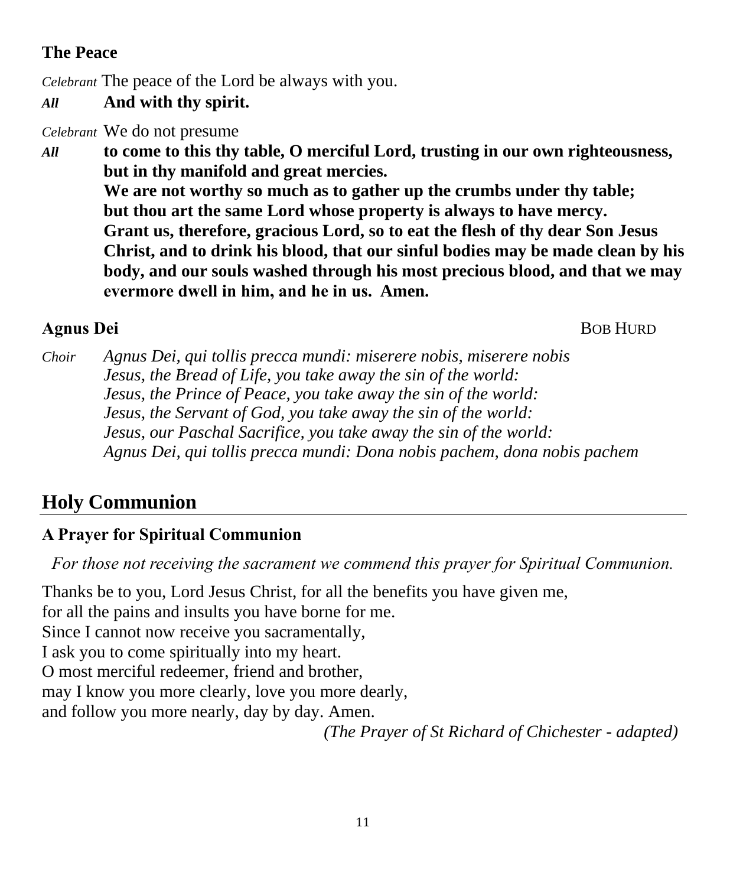### The Peace

*Celebrant* The peace of the Lord be always with you.

***All*** **And with thy spirit.**

*Celebrant* We do not presume

***All*** **to come to this thy table, O merciful Lord, trusting in our own righteousness, but in thy manifold and great mercies.**
**We are not worthy so much as to gather up the crumbs under thy table;**
**but thou art the same Lord whose property is always to have mercy.**
**Grant us, therefore, gracious Lord, so to eat the flesh of thy dear Son Jesus Christ, and to drink his blood, that our sinful bodies may be made clean by his body, and our souls washed through his most precious blood, and that we may evermore dwell in him, and he in us. Amen.**

### Agnus Dei

BOB HURD

*Choir* *Agnus Dei, qui tollis precca mundi: miserere nobis, miserere nobis*
*Jesus, the Bread of Life, you take away the sin of the world:*
*Jesus, the Prince of Peace, you take away the sin of the world:*
*Jesus, the Servant of God, you take away the sin of the world:*
*Jesus, our Paschal Sacrifice, you take away the sin of the world:*
*Agnus Dei, qui tollis precca mundi: Dona nobis pachem, dona nobis pachem*

## Holy Communion

### A Prayer for Spiritual Communion

*For those not receiving the sacrament we commend this prayer for Spiritual Communion.*

Thanks be to you, Lord Jesus Christ, for all the benefits you have given me,
for all the pains and insults you have borne for me.
Since I cannot now receive you sacramentally,
I ask you to come spiritually into my heart.
O most merciful redeemer, friend and brother,
may I know you more clearly, love you more dearly,
and follow you more nearly, day by day. Amen.

*(The Prayer of St Richard of Chichester - adapted)*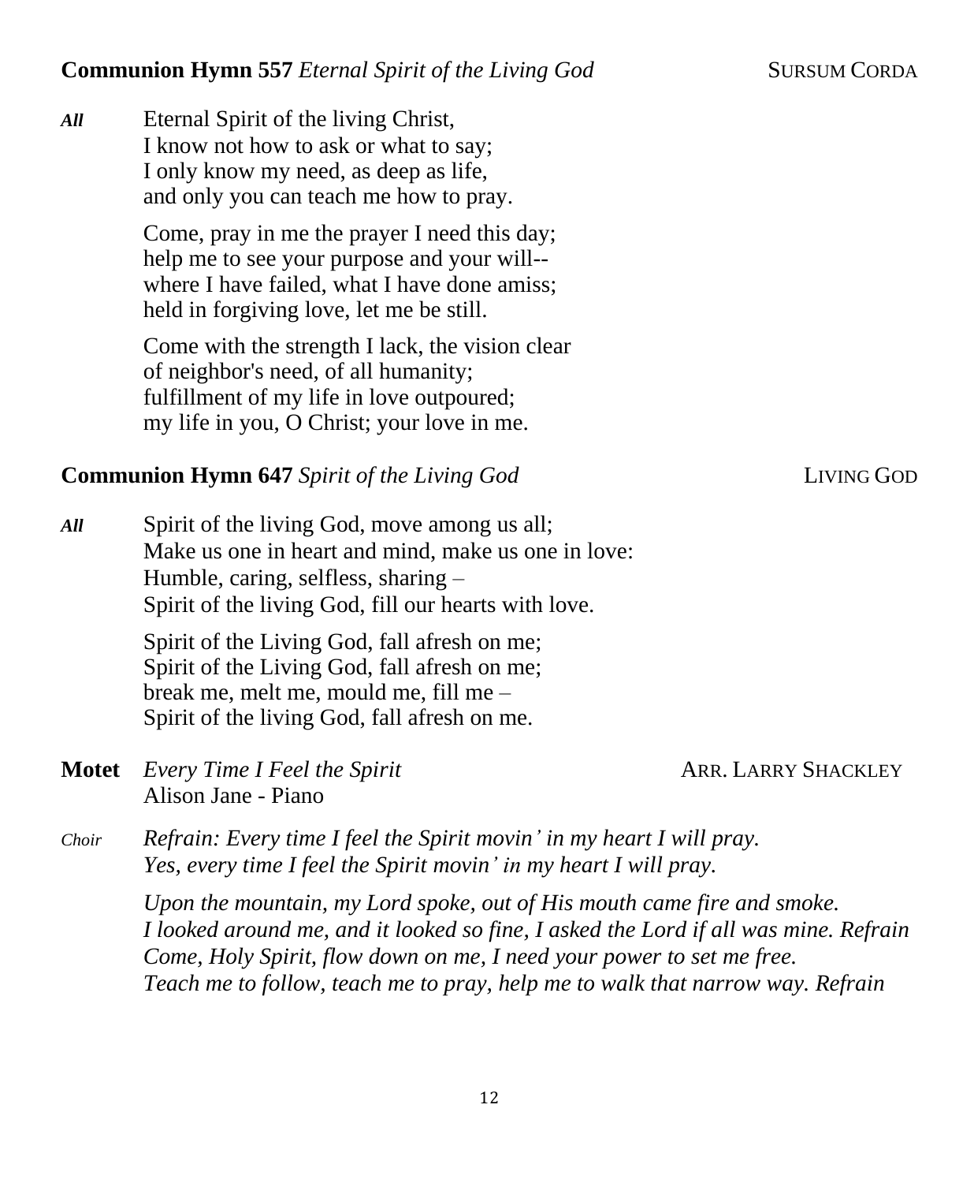**Communion Hymn 557** *Eternal Spirit of the Living God* SURSUM CORDA

***All*** Eternal Spirit of the living Christ,
I know not how to ask or what to say;
I only know my need, as deep as life,
and only you can teach me how to pray.

Come, pray in me the prayer I need this day;
help me to see your purpose and your will--
where I have failed, what I have done amiss;
held in forgiving love, let me be still.

Come with the strength I lack, the vision clear
of neighbor's need, of all humanity;
fulfillment of my life in love outpoured;
my life in you, O Christ; your love in me.

**Communion Hymn 647** *Spirit of the Living God* LIVING GOD

***All*** Spirit of the living God, move among us all;
Make us one in heart and mind, make us one in love:
Humble, caring, selfless, sharing –
Spirit of the living God, fill our hearts with love.

Spirit of the Living God, fall afresh on me;
Spirit of the Living God, fall afresh on me;
break me, melt me, mould me, fill me –
Spirit of the living God, fall afresh on me.

**Motet** *Every Time I Feel the Spirit* ARR. LARRY SHACKLEY
Alison Jane - Piano

*Choir* *Refrain: Every time I feel the Spirit movin' in my heart I will pray.*
*Yes, every time I feel the Spirit movin' in my heart I will pray.*

*Upon the mountain, my Lord spoke, out of His mouth came fire and smoke.*
*I looked around me, and it looked so fine, I asked the Lord if all was mine. Refrain*
*Come, Holy Spirit, flow down on me, I need your power to set me free.*
*Teach me to follow, teach me to pray, help me to walk that narrow way. Refrain*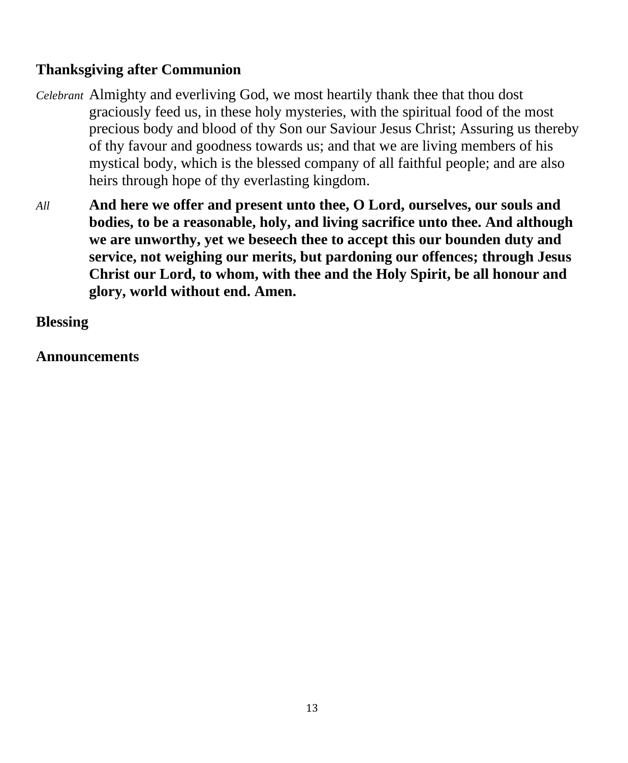**Thanksgiving after Communion**

*Celebrant* Almighty and everliving God, we most heartily thank thee that thou dost graciously feed us, in these holy mysteries, with the spiritual food of the most precious body and blood of thy Son our Saviour Jesus Christ; Assuring us thereby of thy favour and goodness towards us; and that we are living members of his mystical body, which is the blessed company of all faithful people; and are also heirs through hope of thy everlasting kingdom.

*All* **And here we offer and present unto thee, O Lord, ourselves, our souls and bodies, to be a reasonable, holy, and living sacrifice unto thee. And although we are unworthy, yet we beseech thee to accept this our bounden duty and service, not weighing our merits, but pardoning our offences; through Jesus Christ our Lord, to whom, with thee and the Holy Spirit, be all honour and glory, world without end. Amen.**

**Blessing**

**Announcements**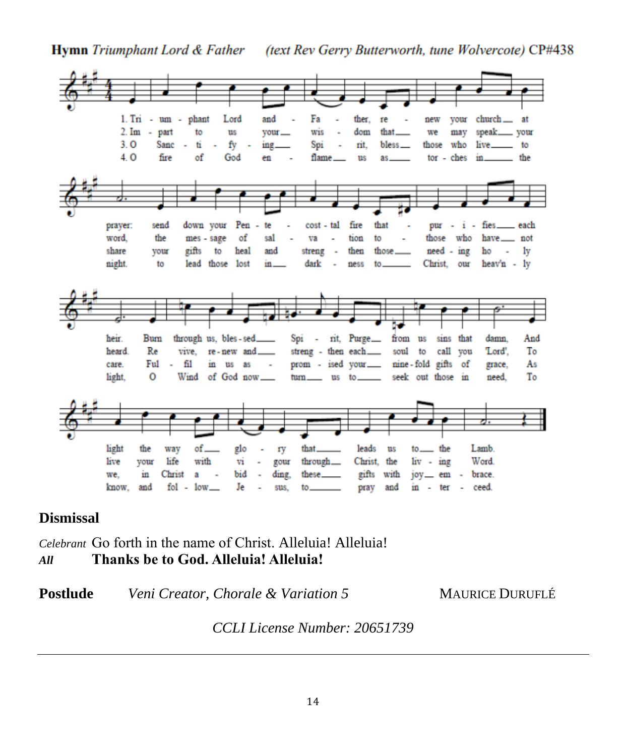**Hymn** *Triumphant Lord & Father* *(text Rev Gerry Butterworth, tune Wolvercote)* CP#438

1. Triumphant Lord and Father, renew your church at prayer: send down your Pentecostal fire that purifies each heir. Burn through us, blessed Spirit, Purge from us sins that damn, And light the way of glory that leads us to the Lamb.

2. Impart to us your wisdom that we may speak your word, the message of salvation to those who have not heard. Revive, renew and strengthen each soul to call you 'Lord', To live your life with vigour through Christ, the living Word.

3. O Sanctifying Spirit, bless those who live to share your gifts to heal and strengthen those needing holy care. Fulfil in us as promised your nine-fold gifts of grace, As we, in Christ abiding, these gifts with joy embrace.

4. O fire of God enflame us as torches in the night, to lead those lost in darkness to Christ, our heav'nly light, O Wind of God now turn us to seek out those in need, To know, and follow Jesus, to pray and intercede.

**Dismissal**

*Celebrant* Go forth in the name of Christ. Alleluia! Alleluia!
***All*** **Thanks be to God. Alleluia! Alleluia!**

**Postlude** *Veni Creator, Chorale & Variation 5* MAURICE DURUFLÉ

*CCLI License Number: 20651739*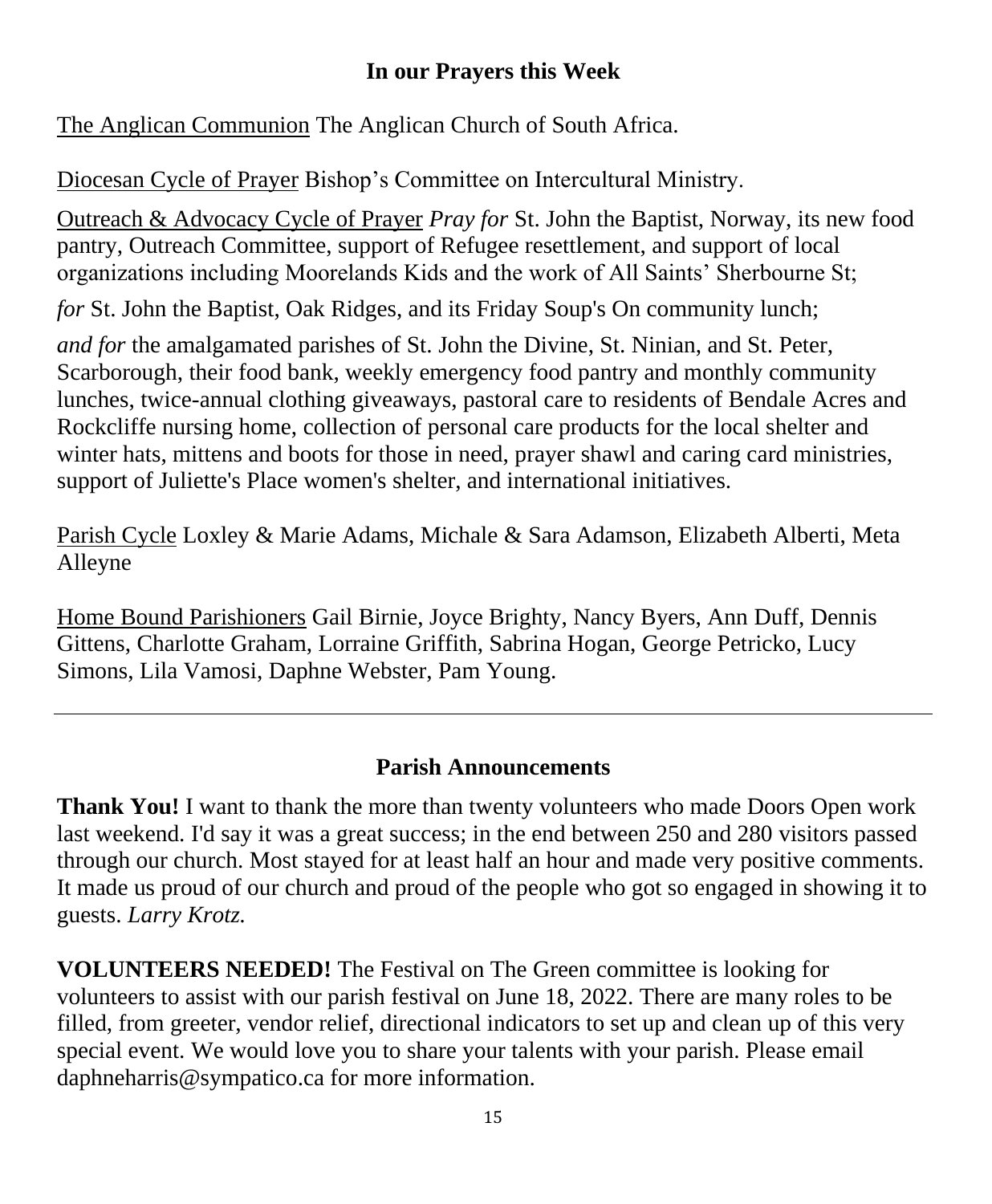## In our Prayers this Week

The Anglican Communion The Anglican Church of South Africa.

Diocesan Cycle of Prayer Bishop's Committee on Intercultural Ministry.

Outreach & Advocacy Cycle of Prayer *Pray for* St. John the Baptist, Norway, its new food pantry, Outreach Committee, support of Refugee resettlement, and support of local organizations including Moorelands Kids and the work of All Saints' Sherbourne St;

*for* St. John the Baptist, Oak Ridges, and its Friday Soup's On community lunch;

*and for* the amalgamated parishes of St. John the Divine, St. Ninian, and St. Peter, Scarborough, their food bank, weekly emergency food pantry and monthly community lunches, twice-annual clothing giveaways, pastoral care to residents of Bendale Acres and Rockcliffe nursing home, collection of personal care products for the local shelter and winter hats, mittens and boots for those in need, prayer shawl and caring card ministries, support of Juliette's Place women's shelter, and international initiatives.

Parish Cycle Loxley & Marie Adams, Michale & Sara Adamson, Elizabeth Alberti, Meta Alleyne

Home Bound Parishioners Gail Birnie, Joyce Brighty, Nancy Byers, Ann Duff, Dennis Gittens, Charlotte Graham, Lorraine Griffith, Sabrina Hogan, George Petricko, Lucy Simons, Lila Vamosi, Daphne Webster, Pam Young.

---

## Parish Announcements

**Thank You!** I want to thank the more than twenty volunteers who made Doors Open work last weekend. I'd say it was a great success; in the end between 250 and 280 visitors passed through our church. Most stayed for at least half an hour and made very positive comments. It made us proud of our church and proud of the people who got so engaged in showing it to guests. *Larry Krotz.*

**VOLUNTEERS NEEDED!** The Festival on The Green committee is looking for volunteers to assist with our parish festival on June 18, 2022. There are many roles to be filled, from greeter, vendor relief, directional indicators to set up and clean up of this very special event. We would love you to share your talents with your parish. Please email daphneharris@sympatico.ca for more information.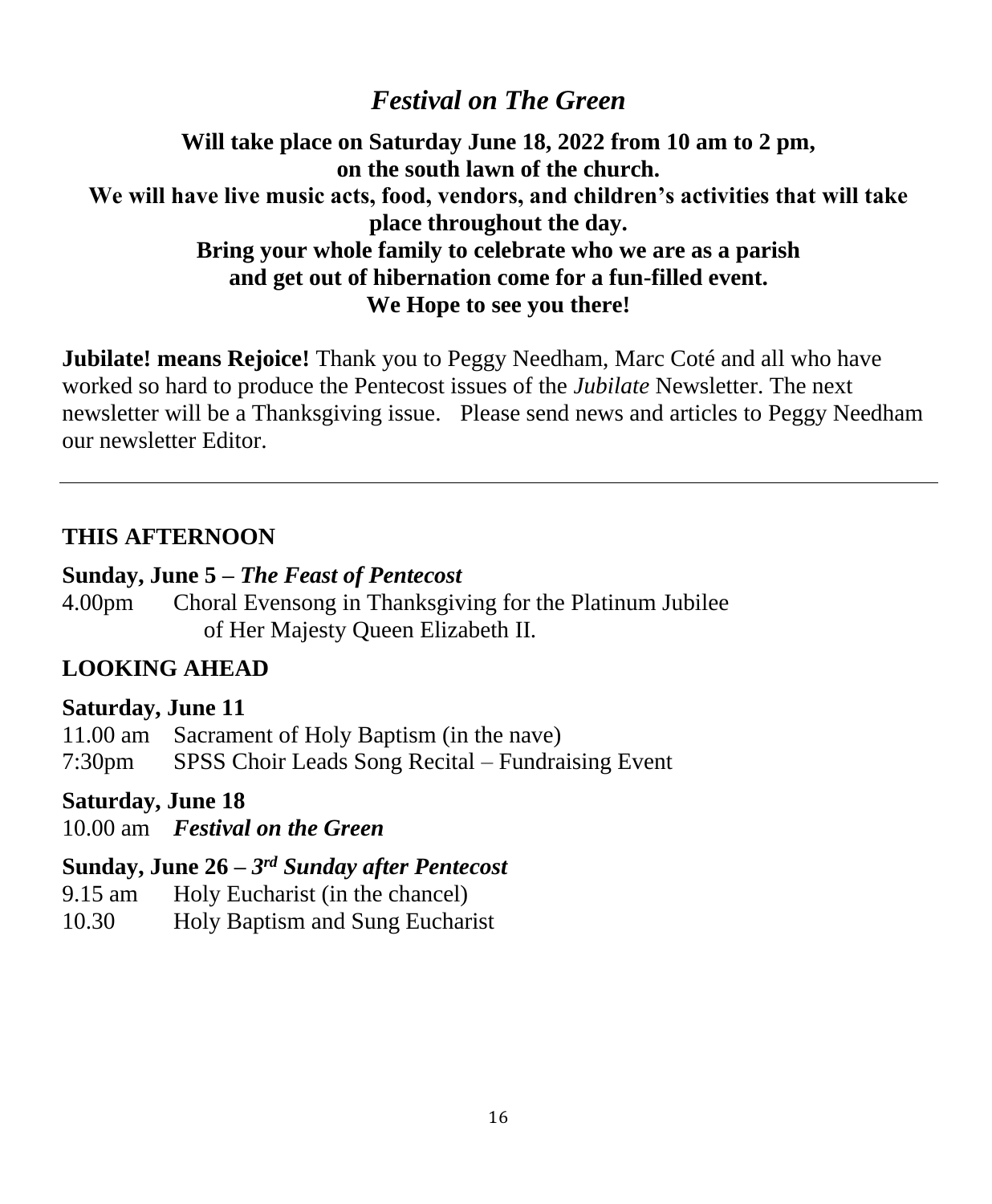## *Festival on The Green*

**Will take place on Saturday June 18, 2022 from 10 am to 2 pm,
on the south lawn of the church.
We will have live music acts, food, vendors, and children's activities that will take place throughout the day.
Bring your whole family to celebrate who we are as a parish
and get out of hibernation come for a fun-filled event.
We Hope to see you there!**

**Jubilate! means Rejoice!** Thank you to Peggy Needham, Marc Coté and all who have worked so hard to produce the Pentecost issues of the *Jubilate* Newsletter. The next newsletter will be a Thanksgiving issue. Please send news and articles to Peggy Needham our newsletter Editor.

---

### THIS AFTERNOON

**Sunday, June 5 – *The Feast of Pentecost***

4.00pm Choral Evensong in Thanksgiving for the Platinum Jubilee of Her Majesty Queen Elizabeth II.

### LOOKING AHEAD

**Saturday, June 11**

11.00 am Sacrament of Holy Baptism (in the nave)
7:30pm SPSS Choir Leads Song Recital – Fundraising Event

**Saturday, June 18**

10.00 am ***Festival on the Green***

**Sunday, June 26 – *3rd Sunday after Pentecost***

9.15 am Holy Eucharist (in the chancel)
10.30 Holy Baptism and Sung Eucharist